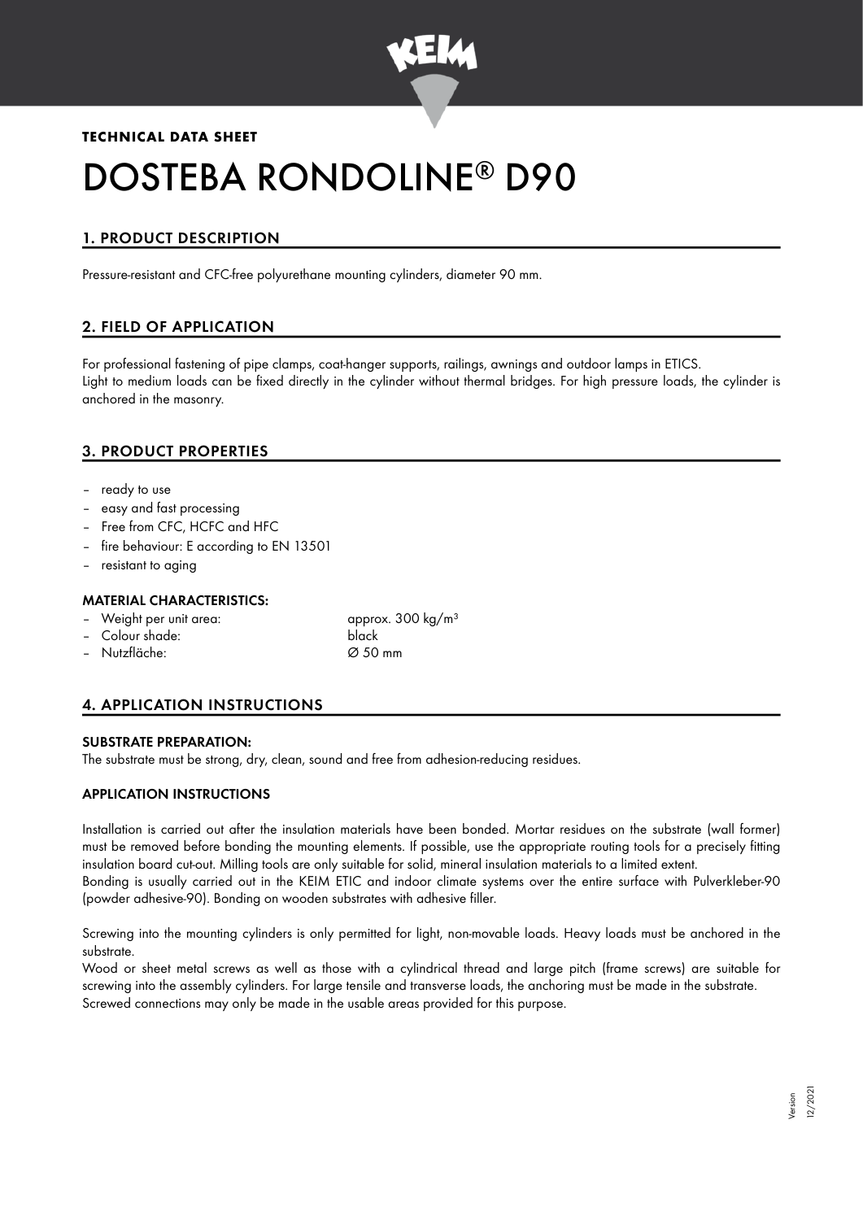**TECHNICAL DATA SHEET**

# DOSTEBA RONDOLINE® D90

## 1. PRODUCT DESCRIPTION

Pressure-resistant and CFC-free polyurethane mounting cylinders, diameter 90 mm.

## 2. FIELD OF APPLICATION

For professional fastening of pipe clamps, coat-hanger supports, railings, awnings and outdoor lamps in ETICS.
Light to medium loads can be fixed directly in the cylinder without thermal bridges. For high pressure loads, the cylinder is anchored in the masonry.

## 3. PRODUCT PROPERTIES

- ready to use
- easy and fast processing
- Free from CFC, HCFC and HFC
- fire behaviour: E according to EN 13501
- resistant to aging

### MATERIAL CHARACTERISTICS:

- Weight per unit area: approx. 300 kg/m³
- Colour shade: black
- Nutzfläche: Ø 50 mm

## 4. APPLICATION INSTRUCTIONS

### SUBSTRATE PREPARATION:

The substrate must be strong, dry, clean, sound and free from adhesion-reducing residues.

### APPLICATION INSTRUCTIONS

Installation is carried out after the insulation materials have been bonded. Mortar residues on the substrate (wall former) must be removed before bonding the mounting elements. If possible, use the appropriate routing tools for a precisely fitting insulation board cut-out. Milling tools are only suitable for solid, mineral insulation materials to a limited extent.
Bonding is usually carried out in the KEIM ETIC and indoor climate systems over the entire surface with Pulverkleber-90 (powder adhesive-90). Bonding on wooden substrates with adhesive filler.

Screwing into the mounting cylinders is only permitted for light, non-movable loads. Heavy loads must be anchored in the substrate.
Wood or sheet metal screws as well as those with a cylindrical thread and large pitch (frame screws) are suitable for screwing into the assembly cylinders. For large tensile and transverse loads, the anchoring must be made in the substrate.
Screwed connections may only be made in the usable areas provided for this purpose.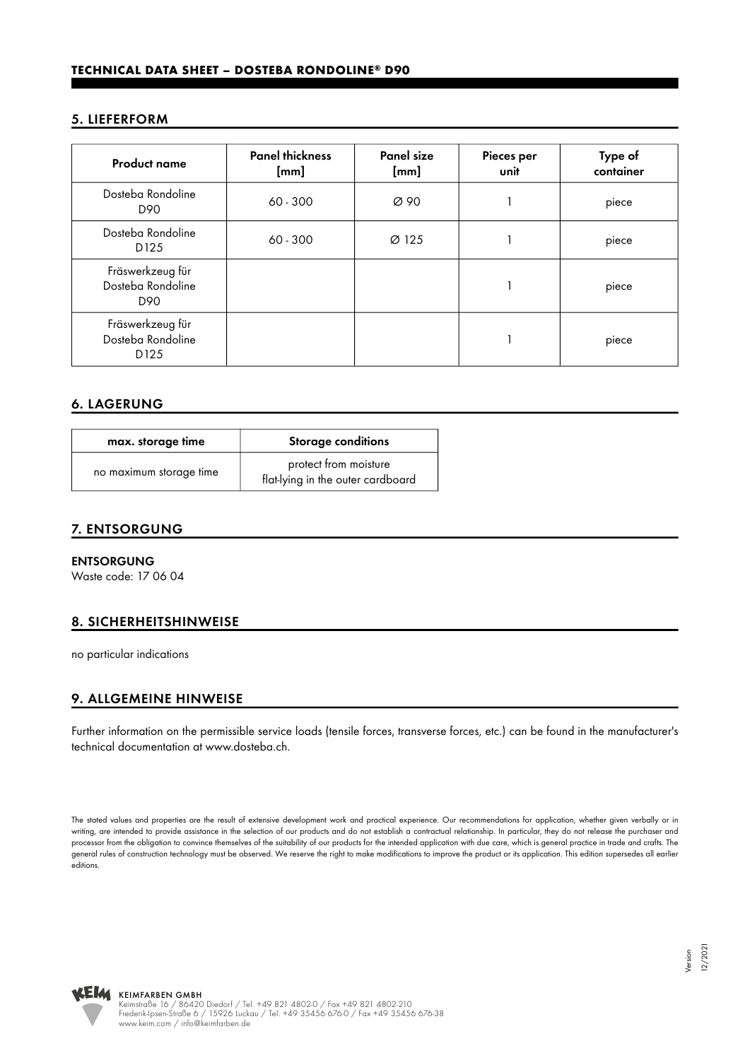## 5. LIEFERFORM

| Product name | Panel thickness [mm] | Panel size [mm] | Pieces per unit | Type of container |
|---|---|---|---|---|
| Dosteba Rondoline D90 | 60 - 300 | Ø 90 | 1 | piece |
| Dosteba Rondoline D125 | 60 - 300 | Ø 125 | 1 | piece |
| Fräswerkzeug für Dosteba Rondoline D90 | | | 1 | piece |
| Fräswerkzeug für Dosteba Rondoline D125 | | | 1 | piece |

## 6. LAGERUNG

| max. storage time | Storage conditions |
|---|---|
| no maximum storage time | protect from moisture<br>flat-lying in the outer cardboard |

## 7. ENTSORGUNG

**ENTSORGUNG**

Waste code: 17 06 04

## 8. SICHERHEITSHINWEISE

no particular indications

## 9. ALLGEMEINE HINWEISE

Further information on the permissible service loads (tensile forces, transverse forces, etc.) can be found in the manufacturer's technical documentation at www.dosteba.ch.

The stated values and properties are the result of extensive development work and practical experience. Our recommendations for application, whether given verbally or in writing, are intended to provide assistance in the selection of our products and do not establish a contractual relationship. In particular, they do not release the purchaser and processor from the obligation to convince themselves of the suitability of our products for the intended application with due care, which is general practice in trade and crafts. The general rules of construction technology must be observed. We reserve the right to make modifications to improve the product or its application. This edition supersedes all earlier editions.

KEIMFARBEN GMBH
Keimstraße 16 / 86420 Diedorf / Tel. +49 821 4802-0 / Fax +49 821 4802-210
Frederik-Ipsen-Straße 6 / 15926 Luckau / Tel. +49 35456 676-0 / Fax +49 35456 676-38
www.keim.com / info@keimfarben.de

Version 12/2021